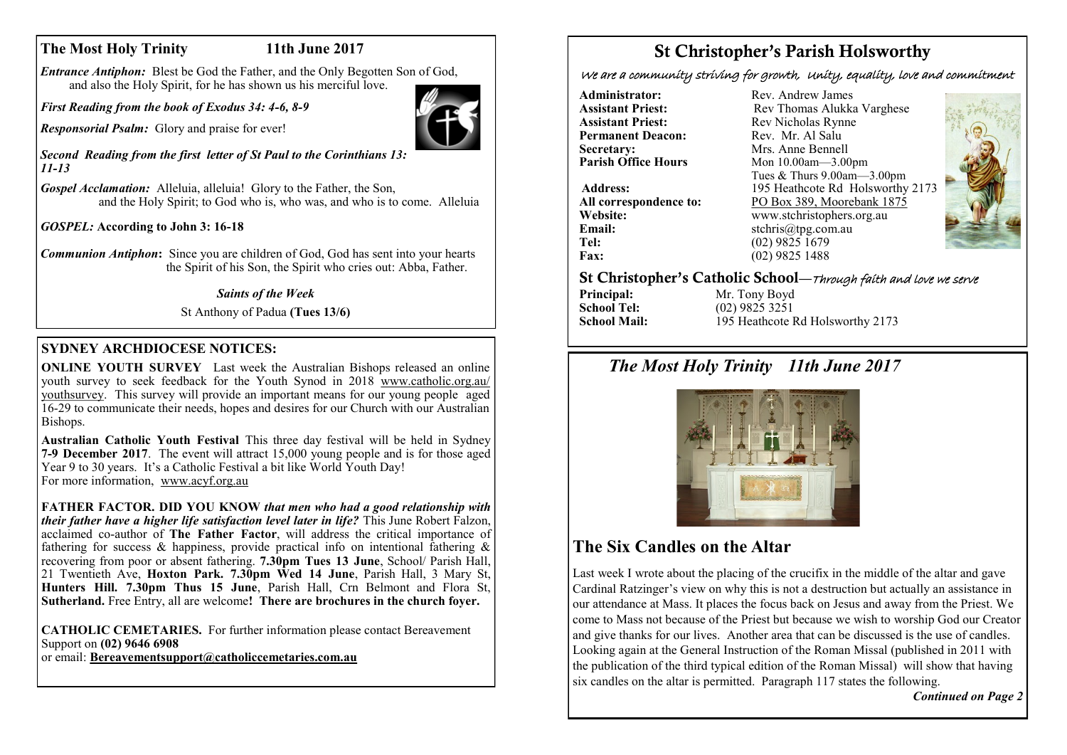## The Most Holy Trinity 11th June 2017

***Entrance Antiphon:*** Blest be God the Father, and the Only Begotten Son of God, and also the Holy Spirit, for he has shown us his merciful love.

***First Reading from the book of Exodus 34: 4-6, 8-9***

***Responsorial Psalm:*** Glory and praise for ever!

***Second Reading from the first letter of St Paul to the Corinthians 13: 11-13***

***Gospel Acclamation:*** Alleluia, alleluia! Glory to the Father, the Son, and the Holy Spirit; to God who is, who was, and who is to come. Alleluia

***GOSPEL:* According to John 3: 16-18**

***Communion Antiphon*:** Since you are children of God, God has sent into your hearts the Spirit of his Son, the Spirit who cries out: Abba, Father.

***Saints of the Week***

St Anthony of Padua **(Tues 13/6)**

## SYDNEY ARCHDIOCESE NOTICES:

**ONLINE YOUTH SURVEY** Last week the Australian Bishops released an online youth survey to seek feedback for the Youth Synod in 2018 www.catholic.org.au/youthsurvey. This survey will provide an important means for our young people aged 16-29 to communicate their needs, hopes and desires for our Church with our Australian Bishops.

**Australian Catholic Youth Festival** This three day festival will be held in Sydney **7-9 December 2017**. The event will attract 15,000 young people and is for those aged Year 9 to 30 years. It's a Catholic Festival a bit like World Youth Day! For more information, www.acyf.org.au

**FATHER FACTOR. DID YOU KNOW** ***that men who had a good relationship with their father have a higher life satisfaction level later in life?*** This June Robert Falzon, acclaimed co-author of **The Father Factor**, will address the critical importance of fathering for success & happiness, provide practical info on intentional fathering & recovering from poor or absent fathering. **7.30pm Tues 13 June**, School/ Parish Hall, 21 Twentieth Ave, **Hoxton Park. 7.30pm Wed 14 June**, Parish Hall, 3 Mary St, **Hunters Hill. 7.30pm Thus 15 June**, Parish Hall, Crn Belmont and Flora St, **Sutherland.** Free Entry, all are welcome**! There are brochures in the church foyer.**

**CATHOLIC CEMETARIES.** For further information please contact Bereavement Support on **(02) 9646 6908**
or email: **Bereavementsupport@catholiccemetaries.com.au**

# St Christopher's Parish Holsworthy

*We are a community striving for growth, Unity, equality, love and commitment*

**Administrator:** Rev. Andrew James
**Assistant Priest:** Rev Thomas Alukka Varghese
**Assistant Priest:** Rev Nicholas Rynne
**Permanent Deacon:** Rev. Mr. Al Salu
**Secretary:** Mrs. Anne Bennell
**Parish Office Hours** Mon 10.00am—3.00pm
Tues & Thurs 9.00am—3.00pm
**Address:** 195 Heathcote Rd Holsworthy 2173
**All correspondence to:** PO Box 389, Moorebank 1875
**Website:** www.stchristophers.org.au
**Email:** stchris@tpg.com.au
**Tel:** (02) 9825 1679
**Fax:** (02) 9825 1488

## St Christopher's Catholic School—*Through faith and love we serve*

**Principal:** Mr. Tony Boyd
**School Tel:** (02) 9825 3251
**School Mail:** 195 Heathcote Rd Holsworthy 2173

## *The Most Holy Trinity 11th June 2017*

## The Six Candles on the Altar

Last week I wrote about the placing of the crucifix in the middle of the altar and gave Cardinal Ratzinger's view on why this is not a destruction but actually an assistance in our attendance at Mass. It places the focus back on Jesus and away from the Priest. We come to Mass not because of the Priest but because we wish to worship God our Creator and give thanks for our lives. Another area that can be discussed is the use of candles. Looking again at the General Instruction of the Roman Missal (published in 2011 with the publication of the third typical edition of the Roman Missal) will show that having six candles on the altar is permitted. Paragraph 117 states the following.

***Continued on Page 2***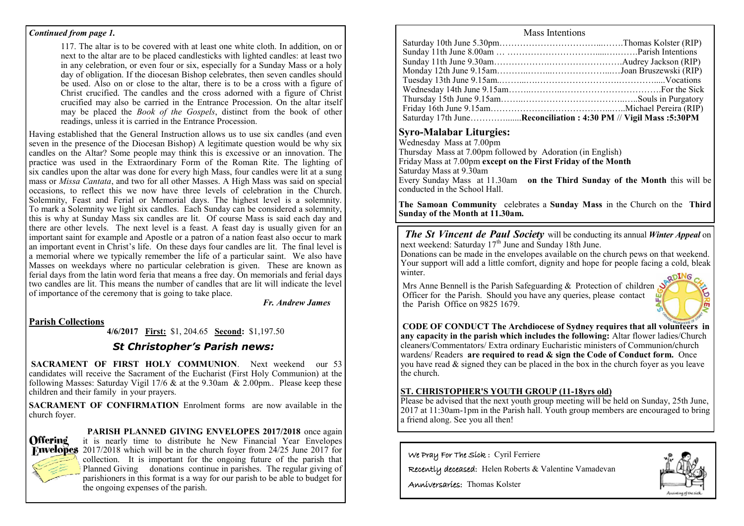***Continued from page 1.***

> 117. The altar is to be covered with at least one white cloth. In addition, on or next to the altar are to be placed candlesticks with lighted candles: at least two in any celebration, or even four or six, especially for a Sunday Mass or a holy day of obligation. If the diocesan Bishop celebrates, then seven candles should be used. Also on or close to the altar, there is to be a cross with a figure of Christ crucified. The candles and the cross adorned with a figure of Christ crucified may also be carried in the Entrance Procession. On the altar itself may be placed the *Book of the Gospels*, distinct from the book of other readings, unless it is carried in the Entrance Procession.

Having established that the General Instruction allows us to use six candles (and even seven in the presence of the Diocesan Bishop) A legitimate question would be why six candles on the Altar? Some people may think this is excessive or an innovation. The practice was used in the Extraordinary Form of the Roman Rite. The lighting of six candles upon the altar was done for every high Mass, four candles were lit at a sung mass or *Missa Cantata*, and two for all other Masses. A High Mass was said on special occasions, to reflect this we now have three levels of celebration in the Church. Solemnity, Feast and Ferial or Memorial days. The highest level is a solemnity. To mark a Solemnity we light six candles. Each Sunday can be considered a solemnity, this is why at Sunday Mass six candles are lit. Of course Mass is said each day and there are other levels. The next level is a feast. A feast day is usually given for an important saint for example and Apostle or a patron of a nation feast also occur to mark an important event in Christ's life. On these days four candles are lit. The final level is a memorial where we typically remember the life of a particular saint. We also have Masses on weekdays where no particular celebration is given. These are known as ferial days from the latin word feria that means a free day. On memorials and ferial days two candles are lit. This means the number of candles that are lit will indicate the level of importance of the ceremony that is going to take place.

*Fr. Andrew James*

## Parish Collections

**4/6/2017 First:** $1, 204.65 **Second:** $1,197.50

## *St Christopher's Parish news:*

**SACRAMENT OF FIRST HOLY COMMUNION**. Next weekend our 53 candidates will receive the Sacrament of the Eucharist (First Holy Communion) at the following Masses: Saturday Vigil 17/6 & at the 9.30am & 2.00pm.. Please keep these children and their family in your prayers.

**SACRAMENT OF CONFIRMATION** Enrolment forms are now available in the church foyer.

**Offering Envelopes**

**PARISH PLANNED GIVING ENVELOPES 2017/2018** once again it is nearly time to distribute he New Financial Year Envelopes 2017/2018 which will be in the church foyer from 24/25 June 2017 for collection. It is important for the ongoing future of the parish that Planned Giving donations continue in parishes. The regular giving of parishioners in this format is a way for our parish to be able to budget for the ongoing expenses of the parish.

## Mass Intentions

| | |
|---|---|
| Saturday 10th June 5.30pm | Thomas Kolster (RIP) |
| Sunday 11th June 8.00am | Parish Intentions |
| Sunday 11th June 9.30am | Audrey Jackson (RIP) |
| Monday 12th June 9.15am | Joan Bruszewski (RIP) |
| Tuesday 13th June 9.15am | Vocations |
| Wednesday 14th June 9.15am | For the Sick |
| Thursday 15th June 9.15am | Souls in Purgatory |
| Friday 16th June 9.15am | Michael Pereira (RIP) |
| Saturday 17th June | **Reconciliation : 4:30 PM // Vigil Mass :5:30PM** |

## Syro-Malabar Liturgies:

Wednesday Mass at 7.00pm
Thursday Mass at 7.00pm followed by Adoration (in English)
Friday Mass at 7.00pm **except on the First Friday of the Month**
Saturday Mass at 9.30am
Every Sunday Mass at 11.30am **on the Third Sunday of the Month** this will be conducted in the School Hall.

**The Samoan Community** celebrates a **Sunday Mass** in the Church on the **Third Sunday of the Month at 11.30am.**

***The St Vincent de Paul Society*** will be conducting its annual ***Winter Appeal*** on next weekend: Saturday 17th June and Sunday 18th June.
Donations can be made in the envelopes available on the church pews on that weekend. Your support will add a little comfort, dignity and hope for people facing a cold, bleak winter.

Mrs Anne Bennell is the Parish Safeguarding & Protection of children Officer for the Parish. Should you have any queries, please contact the Parish Office on 9825 1679.

**CODE OF CONDUCT The Archdiocese of Sydney requires that all volunteers in any capacity in the parish which includes the following:** Altar flower ladies/Church cleaners/Commentators/ Extra ordinary Eucharistic ministers of Communion/church wardens/ Readers **are required to read & sign the Code of Conduct form.** Once you have read & signed they can be placed in the box in the church foyer as you leave the church.

## ST. CHRISTOPHER'S YOUTH GROUP (11-18yrs old)

Please be advised that the next youth group meeting will be held on Sunday, 25th June, 2017 at 11:30am-1pm in the Parish hall. Youth group members are encouraged to bring a friend along. See you all then!

We Pray For The Sick : Cyril Ferriere

Recently deceased: Helen Roberts & Valentine Vamadevan

Anniversaries: Thomas Kolster